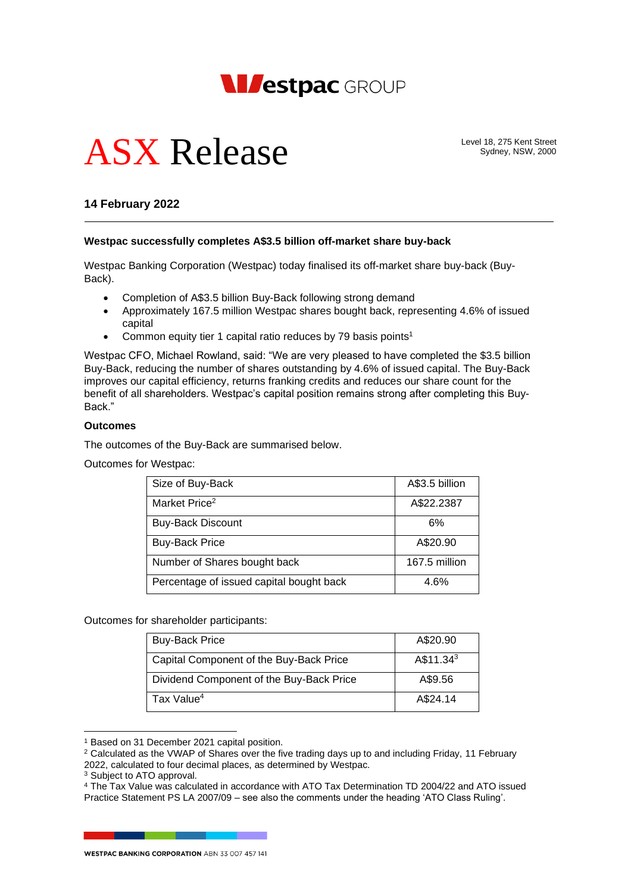# ASX Release

Level 18, 275 Kent Street
Sydney, NSW, 2000

**14 February 2022**

**Westpac successfully completes A$3.5 billion off-market share buy-back**

Westpac Banking Corporation (Westpac) today finalised its off-market share buy-back (Buy-Back).

- Completion of A$3.5 billion Buy-Back following strong demand
- Approximately 167.5 million Westpac shares bought back, representing 4.6% of issued capital
- Common equity tier 1 capital ratio reduces by 79 basis points[1]

Westpac CFO, Michael Rowland, said: "We are very pleased to have completed the $3.5 billion Buy-Back, reducing the number of shares outstanding by 4.6% of issued capital. The Buy-Back improves our capital efficiency, returns franking credits and reduces our share count for the benefit of all shareholders. Westpac's capital position remains strong after completing this Buy-Back."

**Outcomes**

The outcomes of the Buy-Back are summarised below.

Outcomes for Westpac:

| | |
|---|---|
| Size of Buy-Back | A$3.5 billion |
| Market Price[2] | A$22.2387 |
| Buy-Back Discount | 6% |
| Buy-Back Price | A$20.90 |
| Number of Shares bought back | 167.5 million |
| Percentage of issued capital bought back | 4.6% |

Outcomes for shareholder participants:

| | |
|---|---|
| Buy-Back Price | A$20.90 |
| Capital Component of the Buy-Back Price | A$11.34[3] |
| Dividend Component of the Buy-Back Price | A$9.56 |
| Tax Value[4] | A$24.14 |

[1] Based on 31 December 2021 capital position.
[2] Calculated as the VWAP of Shares over the five trading days up to and including Friday, 11 February 2022, calculated to four decimal places, as determined by Westpac.
[3] Subject to ATO approval.
[4] The Tax Value was calculated in accordance with ATO Tax Determination TD 2004/22 and ATO issued Practice Statement PS LA 2007/09 – see also the comments under the heading 'ATO Class Ruling'.

WESTPAC BANKING CORPORATION ABN 33 007 457 141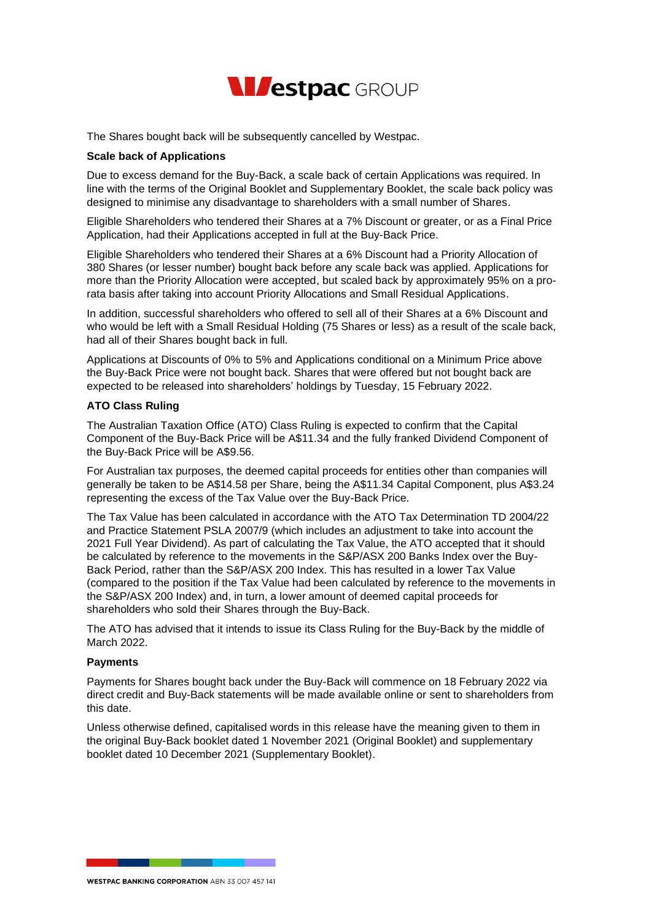The Shares bought back will be subsequently cancelled by Westpac.

**Scale back of Applications**

Due to excess demand for the Buy-Back, a scale back of certain Applications was required. In line with the terms of the Original Booklet and Supplementary Booklet, the scale back policy was designed to minimise any disadvantage to shareholders with a small number of Shares.

Eligible Shareholders who tendered their Shares at a 7% Discount or greater, or as a Final Price Application, had their Applications accepted in full at the Buy-Back Price.

Eligible Shareholders who tendered their Shares at a 6% Discount had a Priority Allocation of 380 Shares (or lesser number) bought back before any scale back was applied. Applications for more than the Priority Allocation were accepted, but scaled back by approximately 95% on a pro-rata basis after taking into account Priority Allocations and Small Residual Applications.

In addition, successful shareholders who offered to sell all of their Shares at a 6% Discount and who would be left with a Small Residual Holding (75 Shares or less) as a result of the scale back, had all of their Shares bought back in full.

Applications at Discounts of 0% to 5% and Applications conditional on a Minimum Price above the Buy-Back Price were not bought back. Shares that were offered but not bought back are expected to be released into shareholders' holdings by Tuesday, 15 February 2022.

**ATO Class Ruling**

The Australian Taxation Office (ATO) Class Ruling is expected to confirm that the Capital Component of the Buy-Back Price will be A$11.34 and the fully franked Dividend Component of the Buy-Back Price will be A$9.56.

For Australian tax purposes, the deemed capital proceeds for entities other than companies will generally be taken to be A$14.58 per Share, being the A$11.34 Capital Component, plus A$3.24 representing the excess of the Tax Value over the Buy-Back Price.

The Tax Value has been calculated in accordance with the ATO Tax Determination TD 2004/22 and Practice Statement PSLA 2007/9 (which includes an adjustment to take into account the 2021 Full Year Dividend). As part of calculating the Tax Value, the ATO accepted that it should be calculated by reference to the movements in the S&P/ASX 200 Banks Index over the Buy-Back Period, rather than the S&P/ASX 200 Index. This has resulted in a lower Tax Value (compared to the position if the Tax Value had been calculated by reference to the movements in the S&P/ASX 200 Index) and, in turn, a lower amount of deemed capital proceeds for shareholders who sold their Shares through the Buy-Back.

The ATO has advised that it intends to issue its Class Ruling for the Buy-Back by the middle of March 2022.

**Payments**

Payments for Shares bought back under the Buy-Back will commence on 18 February 2022 via direct credit and Buy-Back statements will be made available online or sent to shareholders from this date.

Unless otherwise defined, capitalised words in this release have the meaning given to them in the original Buy-Back booklet dated 1 November 2021 (Original Booklet) and supplementary booklet dated 10 December 2021 (Supplementary Booklet).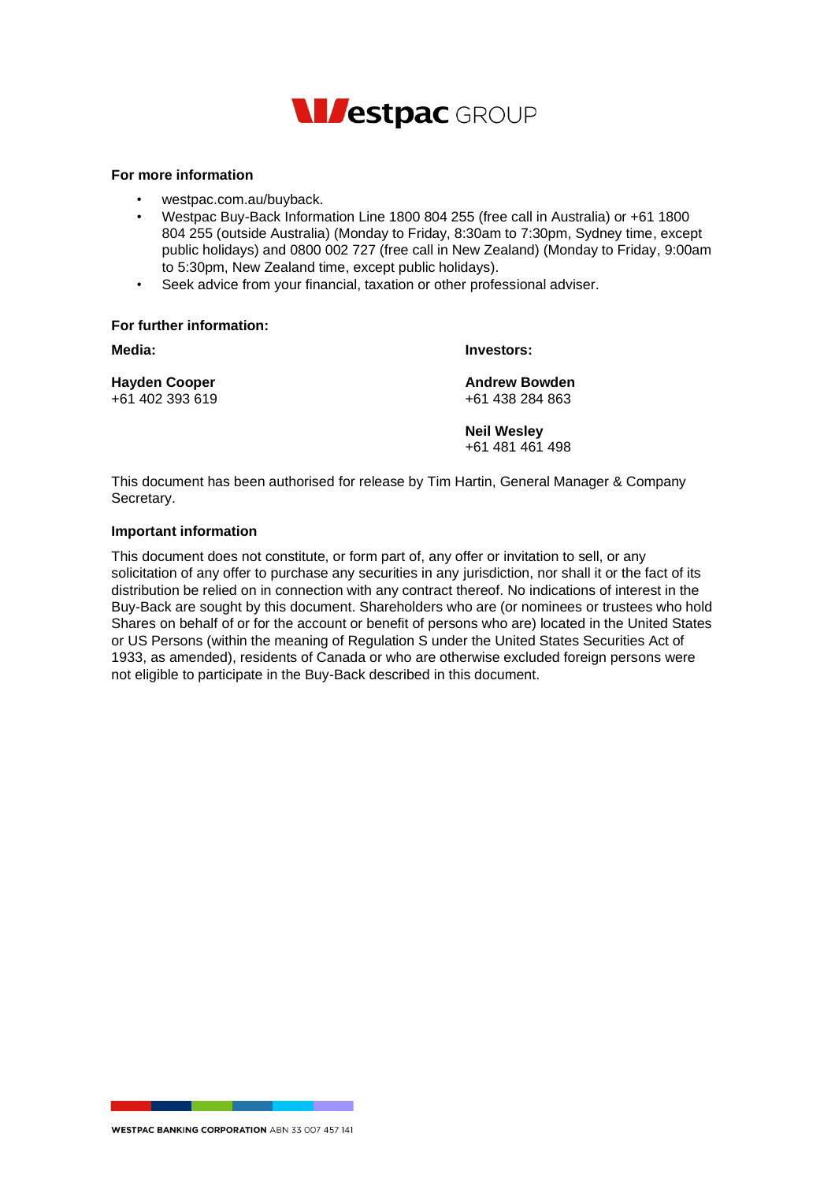**For more information**

- westpac.com.au/buyback.
- Westpac Buy-Back Information Line 1800 804 255 (free call in Australia) or +61 1800 804 255 (outside Australia) (Monday to Friday, 8:30am to 7:30pm, Sydney time, except public holidays) and 0800 002 727 (free call in New Zealand) (Monday to Friday, 9:00am to 5:30pm, New Zealand time, except public holidays).
- Seek advice from your financial, taxation or other professional adviser.

**For further information:**

**Media:**

**Hayden Cooper**
+61 402 393 619

**Investors:**

**Andrew Bowden**
+61 438 284 863

**Neil Wesley**
+61 481 461 498

This document has been authorised for release by Tim Hartin, General Manager & Company Secretary.

**Important information**

This document does not constitute, or form part of, any offer or invitation to sell, or any solicitation of any offer to purchase any securities in any jurisdiction, nor shall it or the fact of its distribution be relied on in connection with any contract thereof. No indications of interest in the Buy-Back are sought by this document. Shareholders who are (or nominees or trustees who hold Shares on behalf of or for the account or benefit of persons who are) located in the United States or US Persons (within the meaning of Regulation S under the United States Securities Act of 1933, as amended), residents of Canada or who are otherwise excluded foreign persons were not eligible to participate in the Buy-Back described in this document.